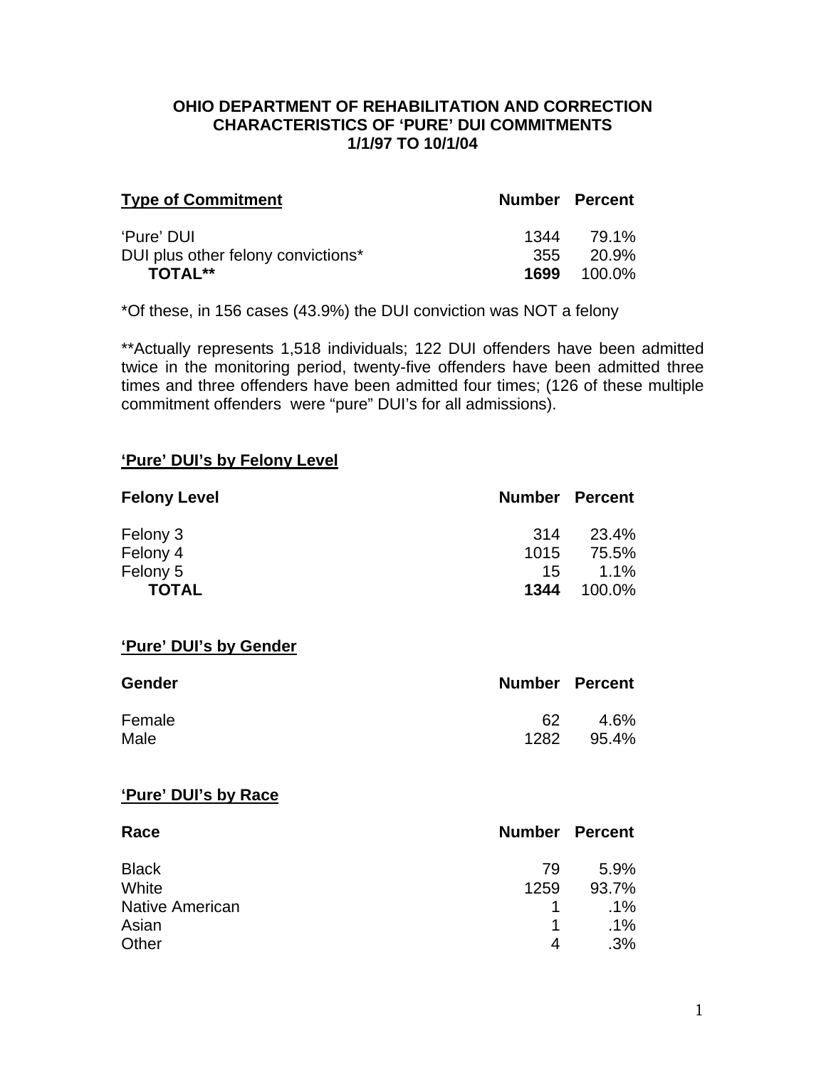# OHIO DEPARTMENT OF REHABILITATION AND CORRECTION
## CHARACTERISTICS OF 'PURE' DUI COMMITMENTS
## 1/1/97 TO 10/1/04

| Type of Commitment | Number | Percent |
|---|---|---|
| 'Pure' DUI | 1344 | 79.1% |
| DUI plus other felony convictions* | 355 | 20.9% |
| **TOTAL**** | **1699** | 100.0% |

*Of these, in 156 cases (43.9%) the DUI conviction was NOT a felony

**Actually represents 1,518 individuals; 122 DUI offenders have been admitted twice in the monitoring period, twenty-five offenders have been admitted three times and three offenders have been admitted four times; (126 of these multiple commitment offenders were "pure" DUI's for all admissions).

### 'Pure' DUI's by Felony Level

| Felony Level | Number | Percent |
|---|---|---|
| Felony 3 | 314 | 23.4% |
| Felony 4 | 1015 | 75.5% |
| Felony 5 | 15 | 1.1% |
| **TOTAL** | **1344** | 100.0% |

### 'Pure' DUI's by Gender

| Gender | Number | Percent |
|---|---|---|
| Female | 62 | 4.6% |
| Male | 1282 | 95.4% |

### 'Pure' DUI's by Race

| Race | Number | Percent |
|---|---|---|
| Black | 79 | 5.9% |
| White | 1259 | 93.7% |
| Native American | 1 | .1% |
| Asian | 1 | .1% |
| Other | 4 | .3% |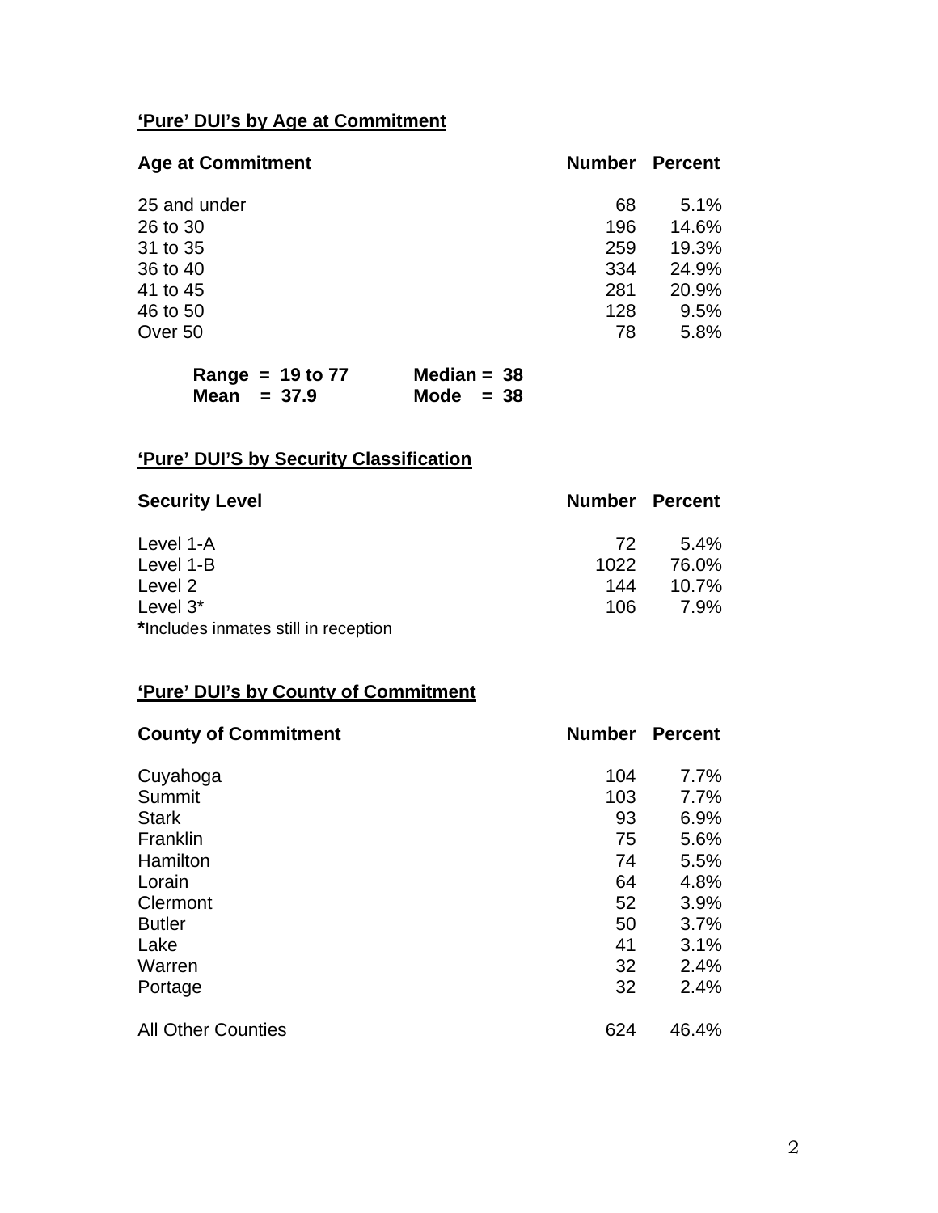## 'Pure' DUI's by Age at Commitment

| Age at Commitment | Number | Percent |
|---|---|---|
| 25 and under | 68 | 5.1% |
| 26 to 30 | 196 | 14.6% |
| 31 to 35 | 259 | 19.3% |
| 36 to 40 | 334 | 24.9% |
| 41 to 45 | 281 | 20.9% |
| 46 to 50 | 128 | 9.5% |
| Over 50 | 78 | 5.8% |

**Range = 19 to 77** **Median = 38**
**Mean = 37.9** **Mode = 38**

## 'Pure' DUI'S by Security Classification

| Security Level | Number | Percent |
|---|---|---|
| Level 1-A | 72 | 5.4% |
| Level 1-B | 1022 | 76.0% |
| Level 2 | 144 | 10.7% |
| Level 3* | 106 | 7.9% |

**\***Includes inmates still in reception

## 'Pure' DUI's by County of Commitment

| County of Commitment | Number | Percent |
|---|---|---|
| Cuyahoga | 104 | 7.7% |
| Summit | 103 | 7.7% |
| Stark | 93 | 6.9% |
| Franklin | 75 | 5.6% |
| Hamilton | 74 | 5.5% |
| Lorain | 64 | 4.8% |
| Clermont | 52 | 3.9% |
| Butler | 50 | 3.7% |
| Lake | 41 | 3.1% |
| Warren | 32 | 2.4% |
| Portage | 32 | 2.4% |
| All Other Counties | 624 | 46.4% |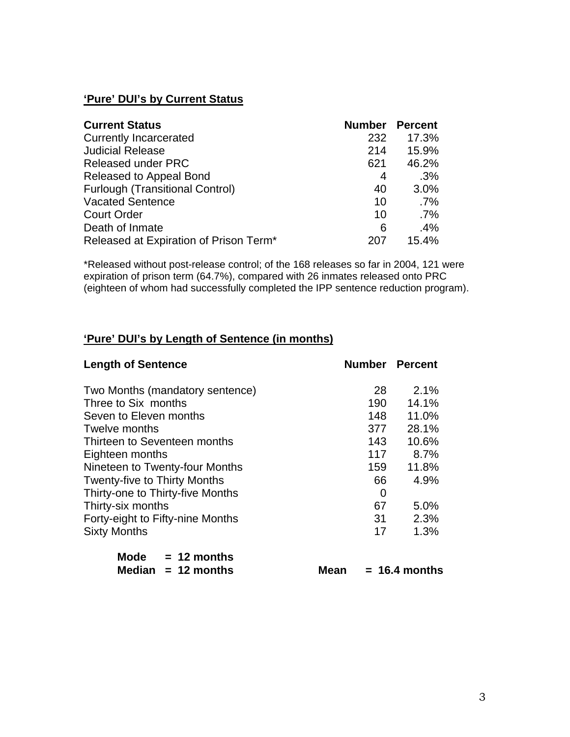## **'Pure' DUI's by Current Status**

| **Current Status** | **Number** | **Percent** |
|---|---|---|
| Currently Incarcerated | 232 | 17.3% |
| Judicial Release | 214 | 15.9% |
| Released under PRC | 621 | 46.2% |
| Released to Appeal Bond | 4 | .3% |
| Furlough (Transitional Control) | 40 | 3.0% |
| Vacated Sentence | 10 | .7% |
| Court Order | 10 | .7% |
| Death of Inmate | 6 | .4% |
| Released at Expiration of Prison Term* | 207 | 15.4% |

*Released without post-release control; of the 168 releases so far in 2004, 121 were expiration of prison term (64.7%), compared with 26 inmates released onto PRC (eighteen of whom had successfully completed the IPP sentence reduction program).

## **'Pure' DUI's by Length of Sentence (in months)**

| **Length of Sentence** | **Number** | **Percent** |
|---|---|---|
| Two Months (mandatory sentence) | 28 | 2.1% |
| Three to Six months | 190 | 14.1% |
| Seven to Eleven months | 148 | 11.0% |
| Twelve months | 377 | 28.1% |
| Thirteen to Seventeen months | 143 | 10.6% |
| Eighteen months | 117 | 8.7% |
| Nineteen to Twenty-four Months | 159 | 11.8% |
| Twenty-five to Thirty Months | 66 | 4.9% |
| Thirty-one to Thirty-five Months | 0 | |
| Thirty-six months | 67 | 5.0% |
| Forty-eight to Fifty-nine Months | 31 | 2.3% |
| Sixty Months | 17 | 1.3% |

**Mode = 12 months**
**Median = 12 months** **Mean = 16.4 months**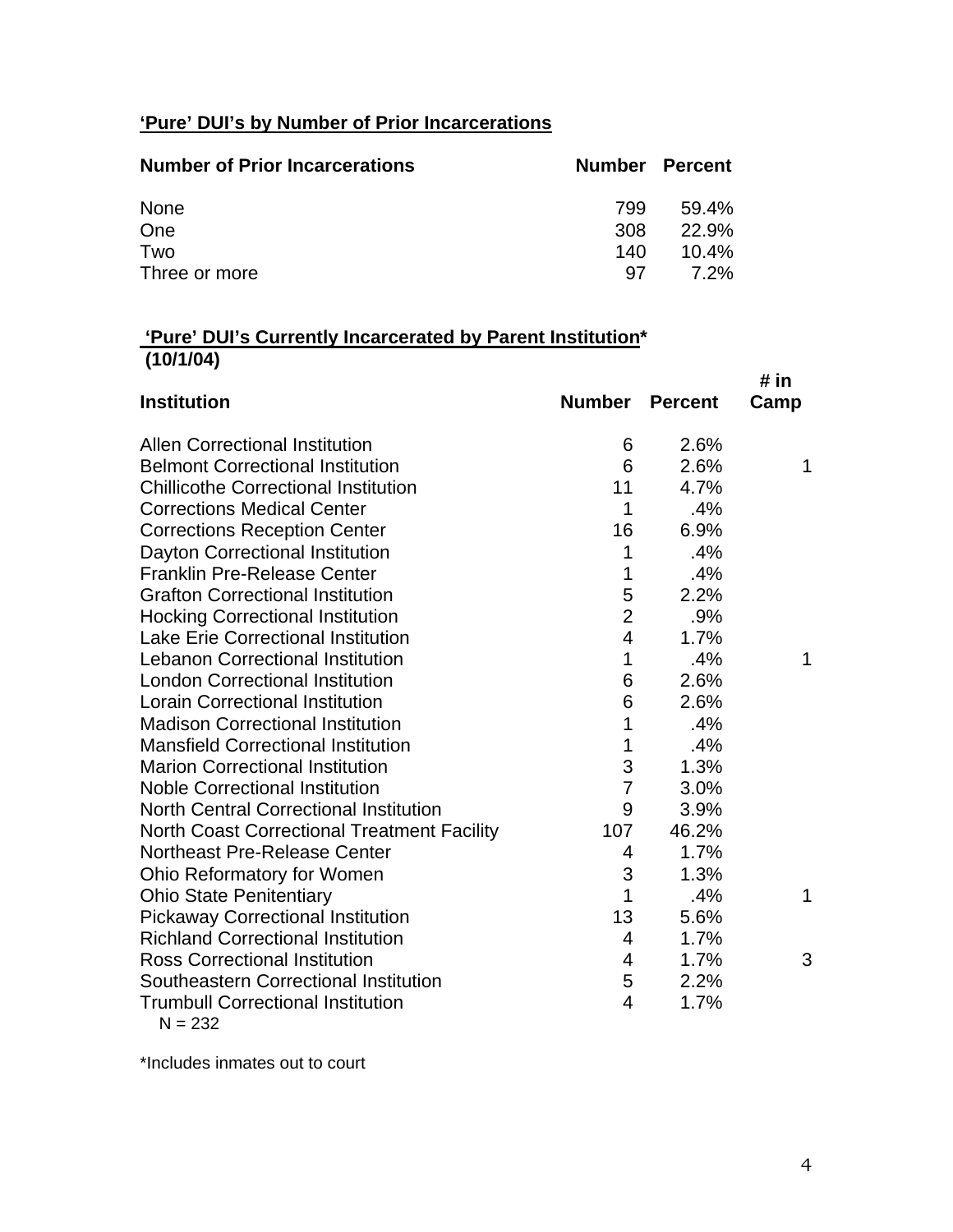**'Pure' DUI's by Number of Prior Incarcerations**

| Number of Prior Incarcerations | Number | Percent |
|---|---|---|
| None | 799 | 59.4% |
| One | 308 | 22.9% |
| Two | 140 | 10.4% |
| Three or more | 97 | 7.2% |

**'Pure' DUI's Currently Incarcerated by Parent Institution***
**(10/1/04)**

| Institution | Number | Percent | # in Camp |
|---|---|---|---|
| Allen Correctional Institution | 6 | 2.6% | |
| Belmont Correctional Institution | 6 | 2.6% | 1 |
| Chillicothe Correctional Institution | 11 | 4.7% | |
| Corrections Medical Center | 1 | .4% | |
| Corrections Reception Center | 16 | 6.9% | |
| Dayton Correctional Institution | 1 | .4% | |
| Franklin Pre-Release Center | 1 | .4% | |
| Grafton Correctional Institution | 5 | 2.2% | |
| Hocking Correctional Institution | 2 | .9% | |
| Lake Erie Correctional Institution | 4 | 1.7% | |
| Lebanon Correctional Institution | 1 | .4% | 1 |
| London Correctional Institution | 6 | 2.6% | |
| Lorain Correctional Institution | 6 | 2.6% | |
| Madison Correctional Institution | 1 | .4% | |
| Mansfield Correctional Institution | 1 | .4% | |
| Marion Correctional Institution | 3 | 1.3% | |
| Noble Correctional Institution | 7 | 3.0% | |
| North Central Correctional Institution | 9 | 3.9% | |
| North Coast Correctional Treatment Facility | 107 | 46.2% | |
| Northeast Pre-Release Center | 4 | 1.7% | |
| Ohio Reformatory for Women | 3 | 1.3% | |
| Ohio State Penitentiary | 1 | .4% | 1 |
| Pickaway Correctional Institution | 13 | 5.6% | |
| Richland Correctional Institution | 4 | 1.7% | |
| Ross Correctional Institution | 4 | 1.7% | 3 |
| Southeastern Correctional Institution | 5 | 2.2% | |
| Trumbull Correctional Institution | 4 | 1.7% | |

N = 232

*Includes inmates out to court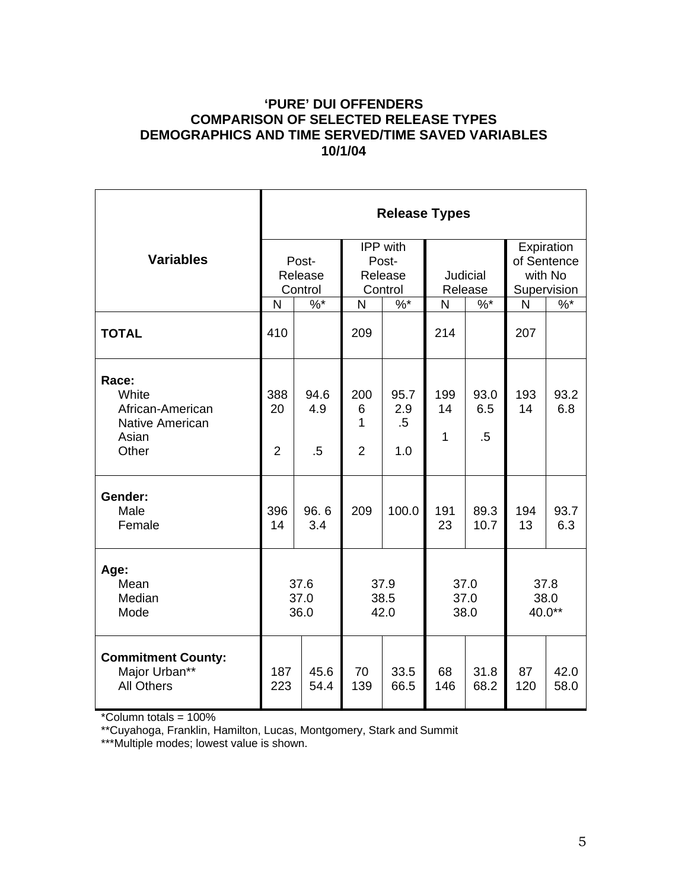**'PURE' DUI OFFENDERS**
**COMPARISON OF SELECTED RELEASE TYPES**
**DEMOGRAPHICS AND TIME SERVED/TIME SAVED VARIABLES**
**10/1/04**

| Variables | Release Types | | | | | | | |
|---|---|---|---|---|---|---|---|---|
| | Post-Release Control | | IPP with Post-Release Control | | Judicial Release | | Expiration of Sentence with No Supervision | |
| | N | %* | N | %* | N | %* | N | %* |
| **TOTAL** | 410 | | 209 | | 214 | | 207 | |
| **Race:** | | | | | | | | |
| White | 388 | 94.6 | 200 | 95.7 | 199 | 93.0 | 193 | 93.2 |
| African-American | 20 | 4.9 | 6 | 2.9 | 14 | 6.5 | 14 | 6.8 |
| Native American | | | 1 | .5 | | | | |
| Asian | | | | | 1 | .5 | | |
| Other | 2 | .5 | 2 | 1.0 | | | | |
| **Gender:** | | | | | | | | |
| Male | 396 | 96. 6 | 209 | 100.0 | 191 | 89.3 | 194 | 93.7 |
| Female | 14 | 3.4 | | | 23 | 10.7 | 13 | 6.3 |
| **Age:** | | | | | | | | |
| Mean | 37.6 | | 37.9 | | 37.0 | | 37.8 | |
| Median | 37.0 | | 38.5 | | 37.0 | | 38.0 | |
| Mode | 36.0 | | 42.0 | | 38.0 | | 40.0** | |
| **Commitment County:** | | | | | | | | |
| Major Urban** | 187 | 45.6 | 70 | 33.5 | 68 | 31.8 | 87 | 42.0 |
| All Others | 223 | 54.4 | 139 | 66.5 | 146 | 68.2 | 120 | 58.0 |

*Column totals = 100%

**Cuyahoga, Franklin, Hamilton, Lucas, Montgomery, Stark and Summit

***Multiple modes; lowest value is shown.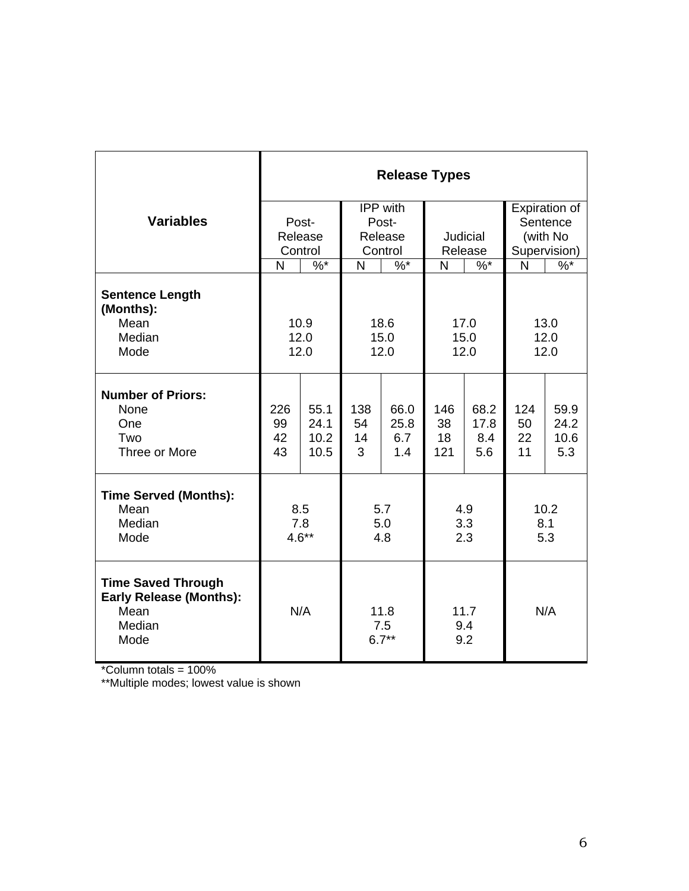| Variables | Release Types | | | | | | | |
|---|---|---|---|---|---|---|---|---|
| | Post-Release Control | | IPP with Post-Release Control | | Judicial Release | | Expiration of Sentence (with No Supervision) | |
| | N | %* | N | %* | N | %* | N | %* |
| **Sentence Length (Months):** | | | | | | | | |
| Mean | 10.9 | | 18.6 | | 17.0 | | 13.0 | |
| Median | 12.0 | | 15.0 | | 15.0 | | 12.0 | |
| Mode | 12.0 | | 12.0 | | 12.0 | | 12.0 | |
| **Number of Priors:** | | | | | | | | |
| None | 226 | 55.1 | 138 | 66.0 | 146 | 68.2 | 124 | 59.9 |
| One | 99 | 24.1 | 54 | 25.8 | 38 | 17.8 | 50 | 24.2 |
| Two | 42 | 10.2 | 14 | 6.7 | 18 | 8.4 | 22 | 10.6 |
| Three or More | 43 | 10.5 | 3 | 1.4 | 121 | 5.6 | 11 | 5.3 |
| **Time Served (Months):** | | | | | | | | |
| Mean | 8.5 | | 5.7 | | 4.9 | | 10.2 | |
| Median | 7.8 | | 5.0 | | 3.3 | | 8.1 | |
| Mode | 4.6** | | 4.8 | | 2.3 | | 5.3 | |
| **Time Saved Through Early Release (Months):** | | | | | | | | |
| Mean | N/A | | 11.8 | | 11.7 | | N/A | |
| Median | | | 7.5 | | 9.4 | | | |
| Mode | | | 6.7** | | 9.2 | | | |

*Column totals = 100%
**Multiple modes; lowest value is shown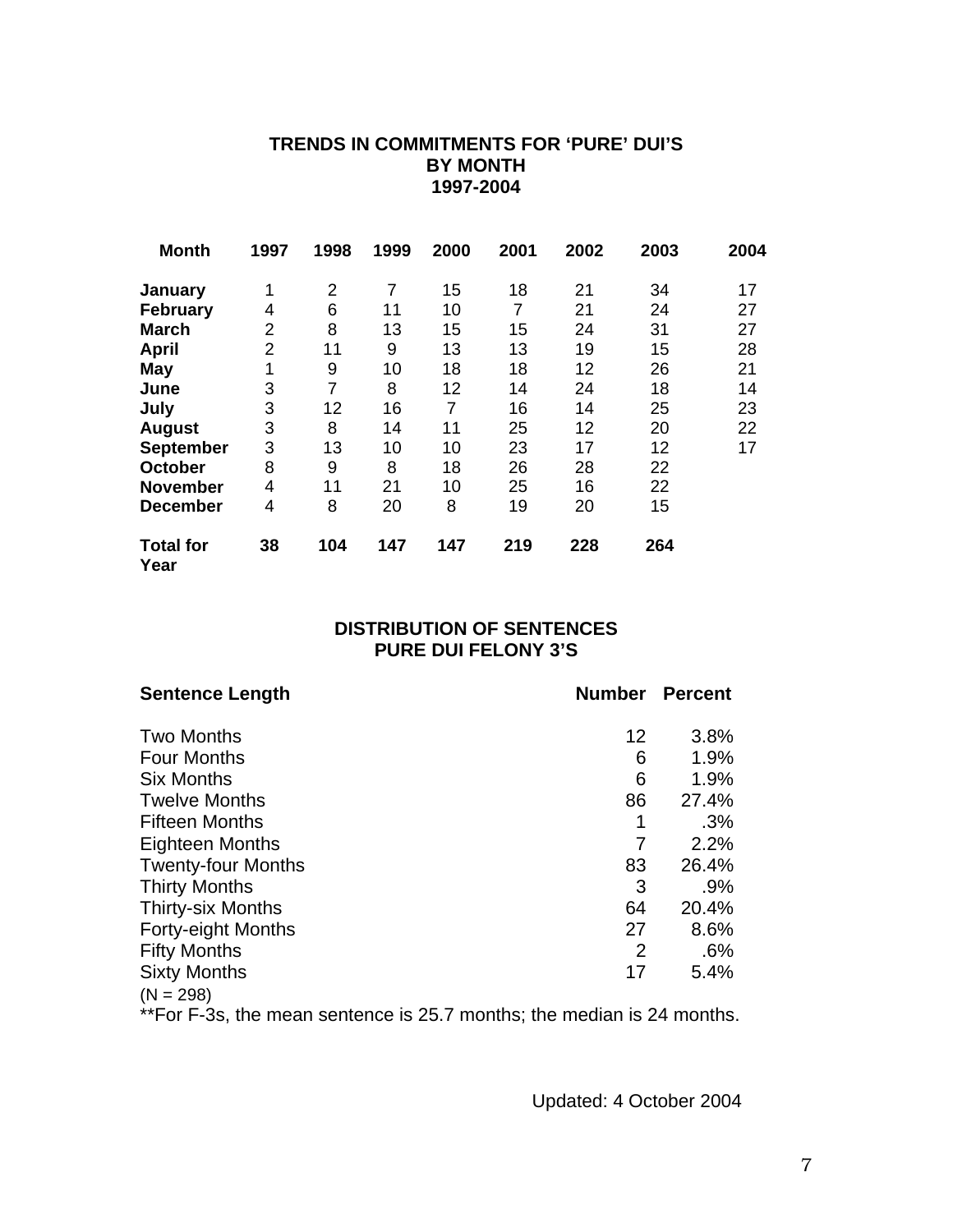## TRENDS IN COMMITMENTS FOR 'PURE' DUI'S
## BY MONTH
## 1997-2004

| Month | 1997 | 1998 | 1999 | 2000 | 2001 | 2002 | 2003 | 2004 |
|---|---|---|---|---|---|---|---|---|
| **January** | 1 | 2 | 7 | 15 | 18 | 21 | 34 | 17 |
| **February** | 4 | 6 | 11 | 10 | 7 | 21 | 24 | 27 |
| **March** | 2 | 8 | 13 | 15 | 15 | 24 | 31 | 27 |
| **April** | 2 | 11 | 9 | 13 | 13 | 19 | 15 | 28 |
| **May** | 1 | 9 | 10 | 18 | 18 | 12 | 26 | 21 |
| **June** | 3 | 7 | 8 | 12 | 14 | 24 | 18 | 14 |
| **July** | 3 | 12 | 16 | 7 | 16 | 14 | 25 | 23 |
| **August** | 3 | 8 | 14 | 11 | 25 | 12 | 20 | 22 |
| **September** | 3 | 13 | 10 | 10 | 23 | 17 | 12 | 17 |
| **October** | 8 | 9 | 8 | 18 | 26 | 28 | 22 | |
| **November** | 4 | 11 | 21 | 10 | 25 | 16 | 22 | |
| **December** | 4 | 8 | 20 | 8 | 19 | 20 | 15 | |
| **Total for Year** | **38** | **104** | **147** | **147** | **219** | **228** | **264** | |

## DISTRIBUTION OF SENTENCES
## PURE DUI FELONY 3'S

| Sentence Length | Number | Percent |
|---|---|---|
| Two Months | 12 | 3.8% |
| Four Months | 6 | 1.9% |
| Six Months | 6 | 1.9% |
| Twelve Months | 86 | 27.4% |
| Fifteen Months | 1 | .3% |
| Eighteen Months | 7 | 2.2% |
| Twenty-four Months | 83 | 26.4% |
| Thirty Months | 3 | .9% |
| Thirty-six Months | 64 | 20.4% |
| Forty-eight Months | 27 | 8.6% |
| Fifty Months | 2 | .6% |
| Sixty Months | 17 | 5.4% |

(N = 298)

**For F-3s, the mean sentence is 25.7 months; the median is 24 months.

Updated: 4 October 2004